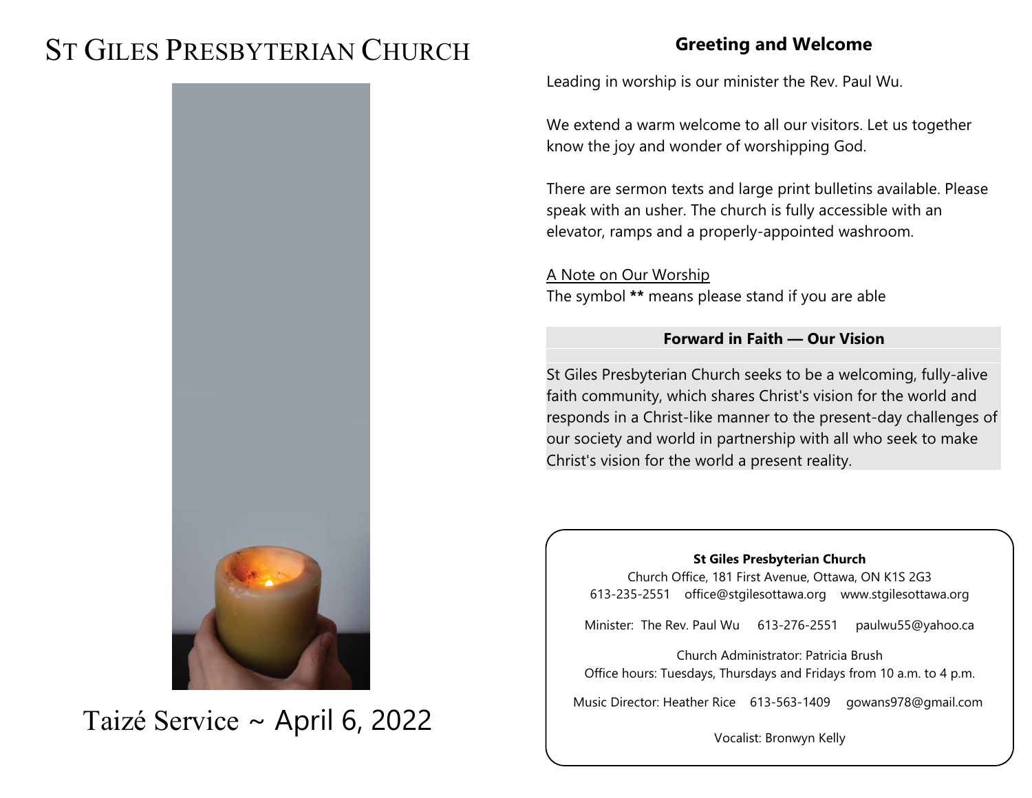# ST GILES PRESBYTERIAN CHURCH

Taizé Service ~ April 6, 2022

## Greeting and Welcome

Leading in worship is our minister the Rev. Paul Wu.

We extend a warm welcome to all our visitors. Let us together know the joy and wonder of worshipping God.

There are sermon texts and large print bulletins available. Please speak with an usher. The church is fully accessible with an elevator, ramps and a properly-appointed washroom.

A Note on Our Worship
The symbol ** means please stand if you are able

### Forward in Faith — Our Vision

St Giles Presbyterian Church seeks to be a welcoming, fully-alive faith community, which shares Christ's vision for the world and responds in a Christ-like manner to the present-day challenges of our society and world in partnership with all who seek to make Christ's vision for the world a present reality.

**St Giles Presbyterian Church**
Church Office, 181 First Avenue, Ottawa, ON K1S 2G3
613-235-2551 office@stgilesottawa.org www.stgilesottawa.org

Minister: The Rev. Paul Wu 613-276-2551 paulwu55@yahoo.ca

Church Administrator: Patricia Brush
Office hours: Tuesdays, Thursdays and Fridays from 10 a.m. to 4 p.m.

Music Director: Heather Rice 613-563-1409 gowans978@gmail.com

Vocalist: Bronwyn Kelly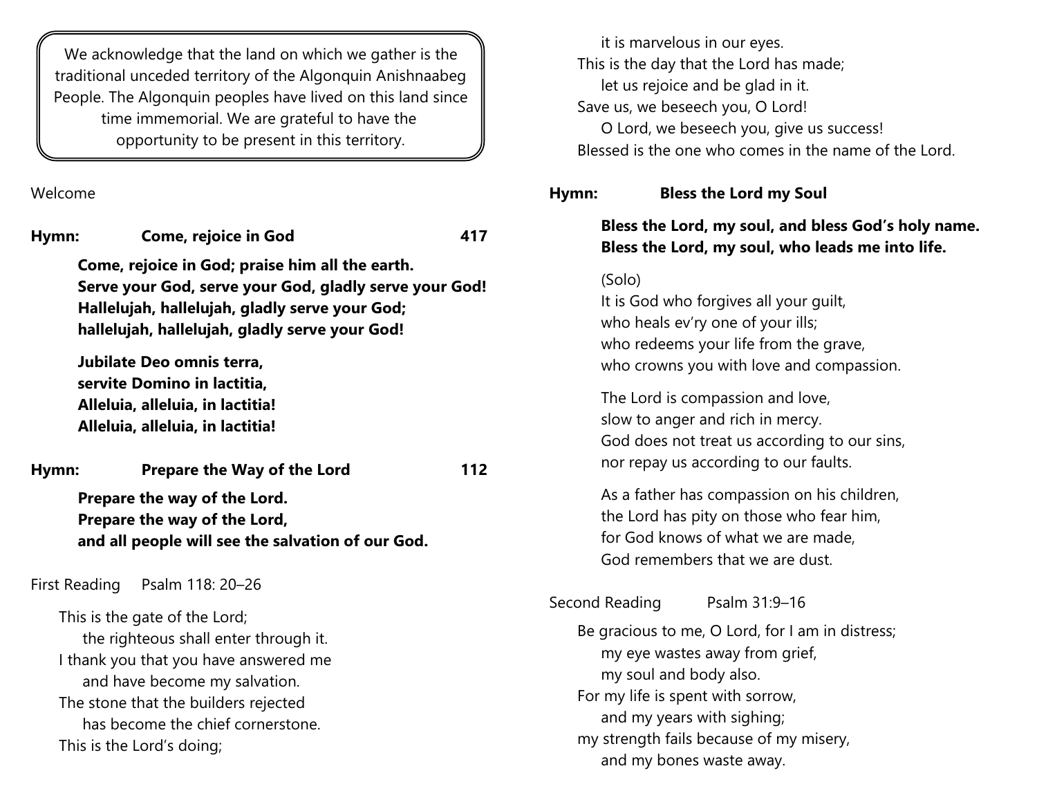We acknowledge that the land on which we gather is the traditional unceded territory of the Algonquin Anishnaabeg People. The Algonquin peoples have lived on this land since time immemorial. We are grateful to have the opportunity to be present in this territory.

Welcome

**Hymn: Come, rejoice in God 417**

**Come, rejoice in God; praise him all the earth.**
**Serve your God, serve your God, gladly serve your God!**
**Hallelujah, hallelujah, gladly serve your God;**
**hallelujah, hallelujah, gladly serve your God!**

**Jubilate Deo omnis terra,**
**servite Domino in lactitia,**
**Alleluia, alleluia, in lactitia!**
**Alleluia, alleluia, in lactitia!**

**Hymn: Prepare the Way of the Lord 112**

**Prepare the way of the Lord.**
**Prepare the way of the Lord,**
**and all people will see the salvation of our God.**

First Reading Psalm 118: 20–26

This is the gate of the Lord;
    the righteous shall enter through it.
I thank you that you have answered me
    and have become my salvation.
The stone that the builders rejected
    has become the chief cornerstone.
This is the Lord's doing;
    it is marvelous in our eyes.
This is the day that the Lord has made;
    let us rejoice and be glad in it.
Save us, we beseech you, O Lord!
    O Lord, we beseech you, give us success!
Blessed is the one who comes in the name of the Lord.

**Hymn: Bless the Lord my Soul**

**Bless the Lord, my soul, and bless God's holy name.**
**Bless the Lord, my soul, who leads me into life.**

(Solo)
It is God who forgives all your guilt,
who heals ev'ry one of your ills;
who redeems your life from the grave,
who crowns you with love and compassion.

The Lord is compassion and love,
slow to anger and rich in mercy.
God does not treat us according to our sins,
nor repay us according to our faults.

As a father has compassion on his children,
the Lord has pity on those who fear him,
for God knows of what we are made,
God remembers that we are dust.

Second Reading Psalm 31:9–16

Be gracious to me, O Lord, for I am in distress;
    my eye wastes away from grief,
    my soul and body also.
For my life is spent with sorrow,
    and my years with sighing;
my strength fails because of my misery,
    and my bones waste away.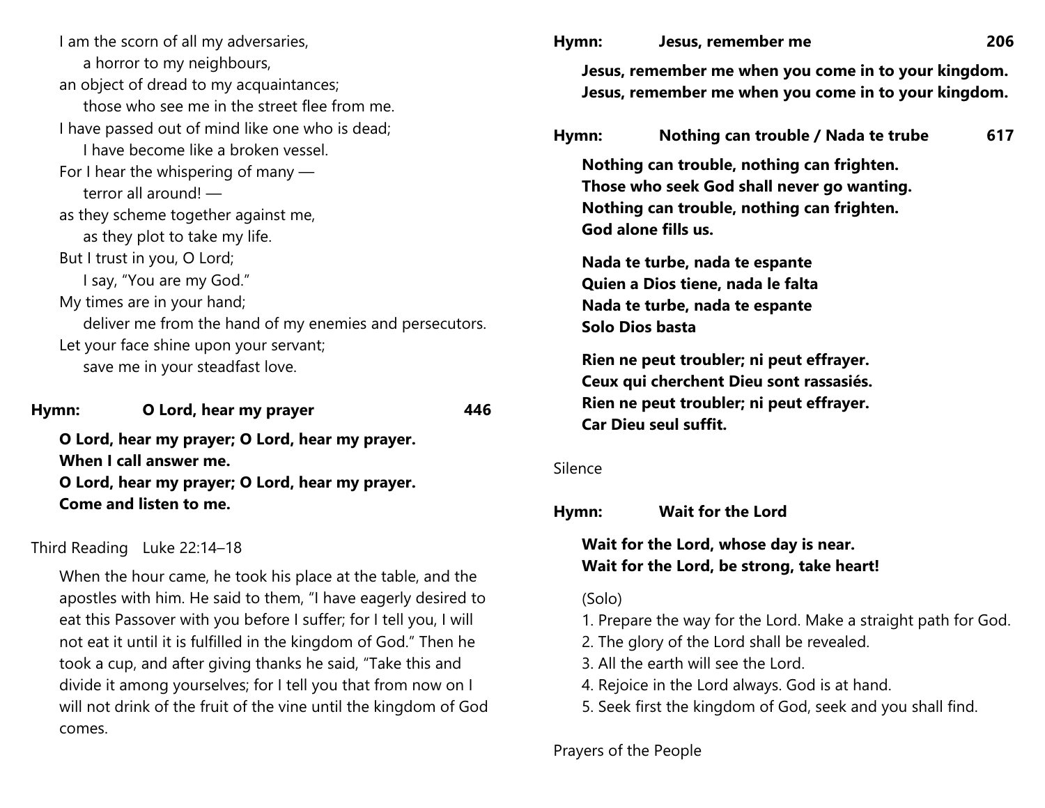I am the scorn of all my adversaries,
    a horror to my neighbours,
an object of dread to my acquaintances;
    those who see me in the street flee from me.
I have passed out of mind like one who is dead;
    I have become like a broken vessel.
For I hear the whispering of many —
    terror all around! —
as they scheme together against me,
    as they plot to take my life.
But I trust in you, O Lord;
    I say, "You are my God."
My times are in your hand;
    deliver me from the hand of my enemies and persecutors.
Let your face shine upon your servant;
    save me in your steadfast love.

**Hymn: O Lord, hear my prayer 446**

**O Lord, hear my prayer; O Lord, hear my prayer.**
**When I call answer me.**
**O Lord, hear my prayer; O Lord, hear my prayer.**
**Come and listen to me.**

Third Reading Luke 22:14–18

When the hour came, he took his place at the table, and the apostles with him. He said to them, "I have eagerly desired to eat this Passover with you before I suffer; for I tell you, I will not eat it until it is fulfilled in the kingdom of God." Then he took a cup, and after giving thanks he said, "Take this and divide it among yourselves; for I tell you that from now on I will not drink of the fruit of the vine until the kingdom of God comes.

**Hymn: Jesus, remember me 206**

**Jesus, remember me when you come in to your kingdom.**
**Jesus, remember me when you come in to your kingdom.**

**Hymn: Nothing can trouble / Nada te trube 617**

**Nothing can trouble, nothing can frighten.**
**Those who seek God shall never go wanting.**
**Nothing can trouble, nothing can frighten.**
**God alone fills us.**

**Nada te turbe, nada te espante**
**Quien a Dios tiene, nada le falta**
**Nada te turbe, nada te espante**
**Solo Dios basta**

**Rien ne peut troubler; ni peut effrayer.**
**Ceux qui cherchent Dieu sont rassasiés.**
**Rien ne peut troubler; ni peut effrayer.**
**Car Dieu seul suffit.**

Silence

**Hymn: Wait for the Lord**

**Wait for the Lord, whose day is near.**
**Wait for the Lord, be strong, take heart!**

(Solo)

1. Prepare the way for the Lord. Make a straight path for God.
2. The glory of the Lord shall be revealed.
3. All the earth will see the Lord.
4. Rejoice in the Lord always. God is at hand.
5. Seek first the kingdom of God, seek and you shall find.

Prayers of the People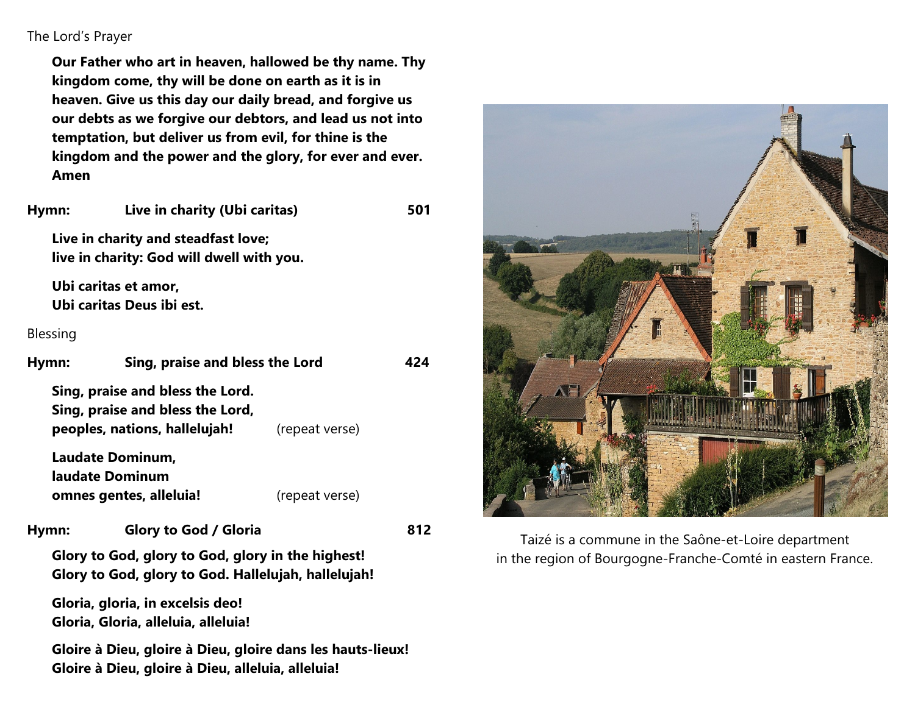The Lord's Prayer

**Our Father who art in heaven, hallowed be thy name. Thy kingdom come, thy will be done on earth as it is in heaven. Give us this day our daily bread, and forgive us our debts as we forgive our debtors, and lead us not into temptation, but deliver us from evil, for thine is the kingdom and the power and the glory, for ever and ever. Amen**

**Hymn: Live in charity (Ubi caritas) 501**

**Live in charity and steadfast love;**
**live in charity: God will dwell with you.**

**Ubi caritas et amor,**
**Ubi caritas Deus ibi est.**

Blessing

**Hymn: Sing, praise and bless the Lord 424**

**Sing, praise and bless the Lord.**
**Sing, praise and bless the Lord,**
**peoples, nations, hallelujah!** (repeat verse)

**Laudate Dominum,**
**laudate Dominum**
**omnes gentes, alleluia!** (repeat verse)

**Hymn: Glory to God / Gloria 812**

**Glory to God, glory to God, glory in the highest!**
**Glory to God, glory to God. Hallelujah, hallelujah!**

**Gloria, gloria, in excelsis deo!**
**Gloria, Gloria, alleluia, alleluia!**

**Gloire à Dieu, gloire à Dieu, gloire dans les hauts-lieux!**
**Gloire à Dieu, gloire à Dieu, alleluia, alleluia!**

Taizé is a commune in the Saône-et-Loire department in the region of Bourgogne-Franche-Comté in eastern France.